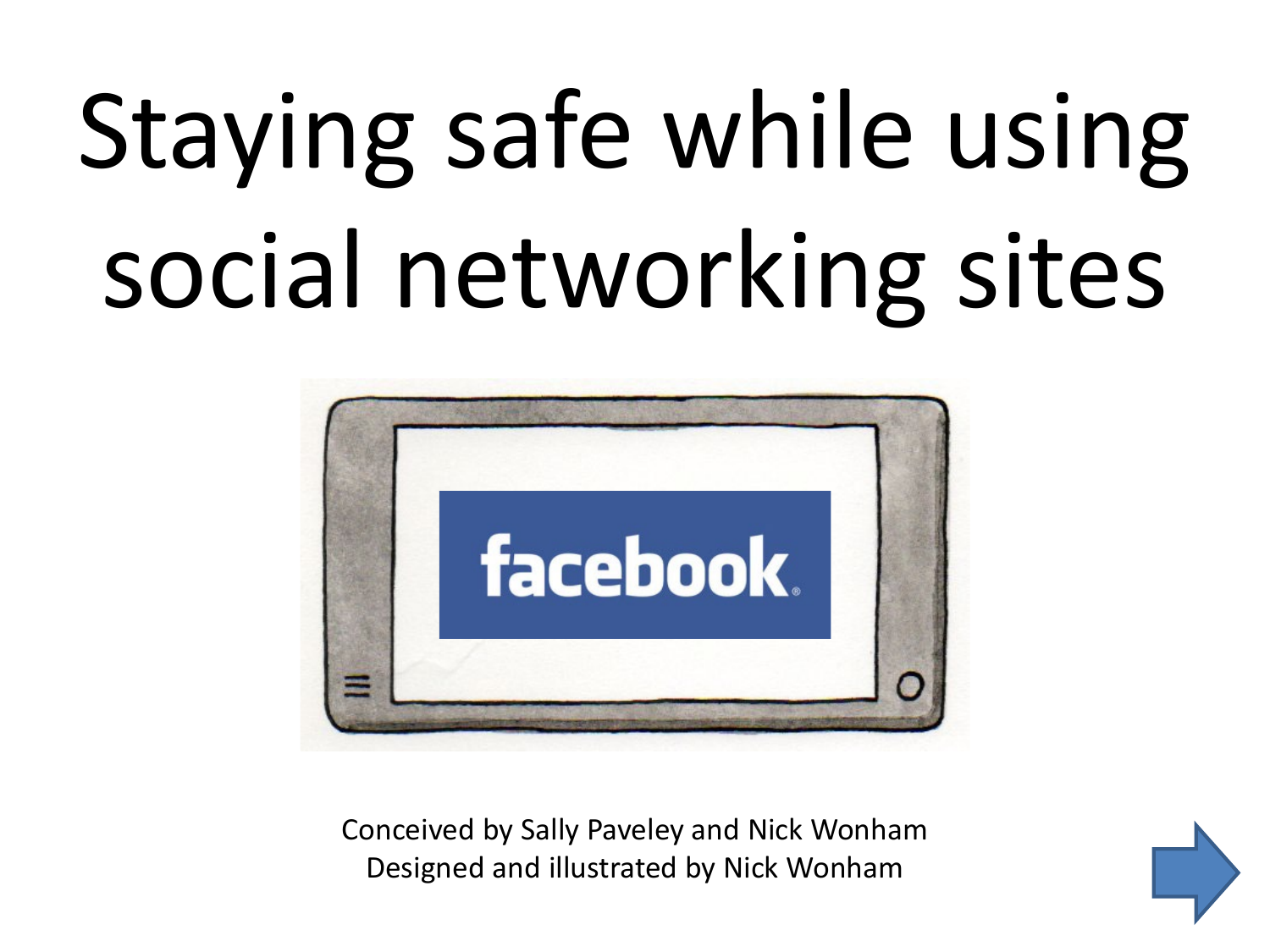# Staying safe while using social networking sites

Conceived by Sally Paveley and Nick Wonham
Designed and illustrated by Nick Wonham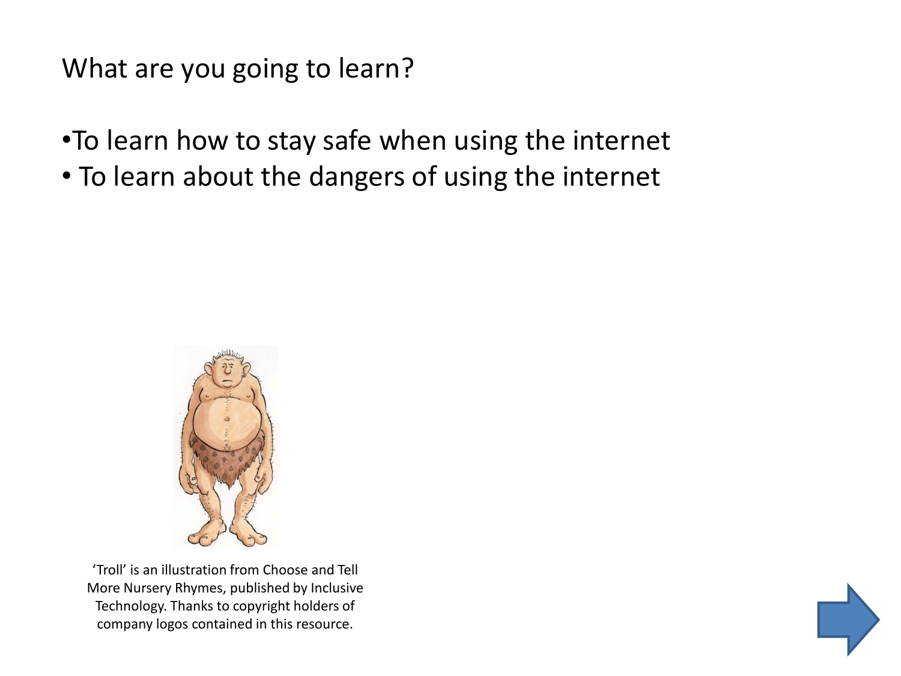What are you going to learn?

- To learn how to stay safe when using the internet
- To learn about the dangers of using the internet

'Troll' is an illustration from Choose and Tell More Nursery Rhymes, published by Inclusive Technology. Thanks to copyright holders of company logos contained in this resource.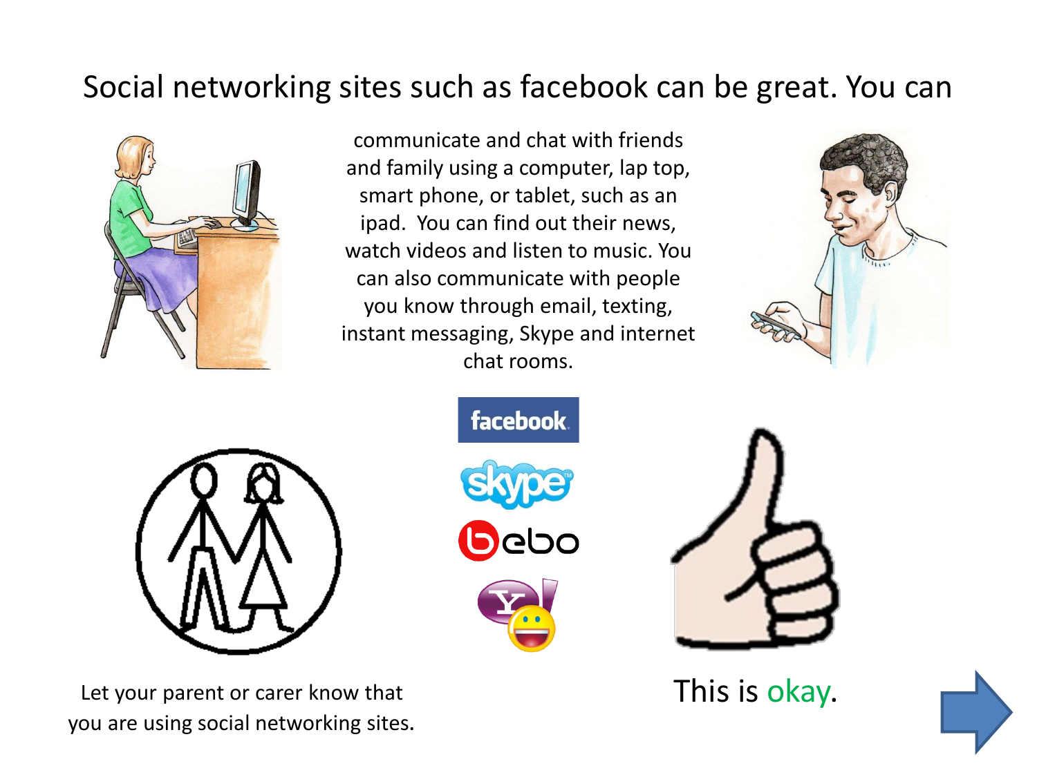Social networking sites such as facebook can be great. You can

communicate and chat with friends and family using a computer, lap top, smart phone, or tablet, such as an ipad. You can find out their news, watch videos and listen to music. You can also communicate with people you know through email, texting, instant messaging, Skype and internet chat rooms.

Let your parent or carer know that you are using social networking sites.

This is okay.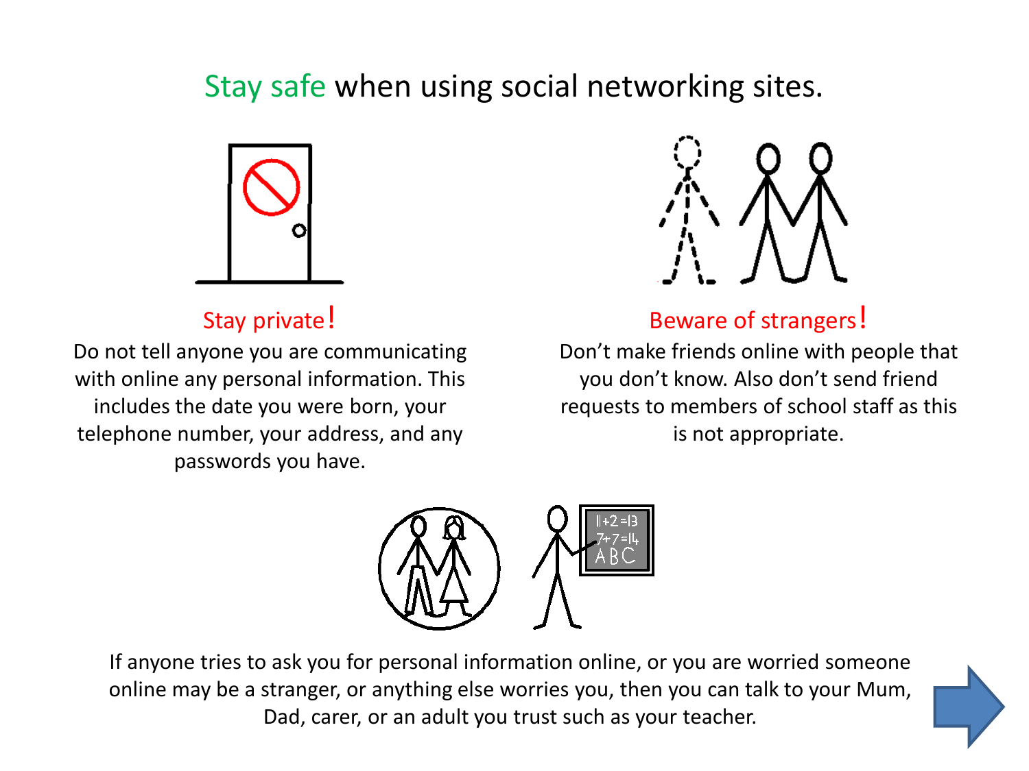# Stay safe when using social networking sites.

## Stay private!

Do not tell anyone you are communicating with online any personal information. This includes the date you were born, your telephone number, your address, and any passwords you have.

## Beware of strangers!

Don’t make friends online with people that you don’t know. Also don’t send friend requests to members of school staff as this is not appropriate.

If anyone tries to ask you for personal information online, or you are worried someone online may be a stranger, or anything else worries you, then you can talk to your Mum, Dad, carer, or an adult you trust such as your teacher.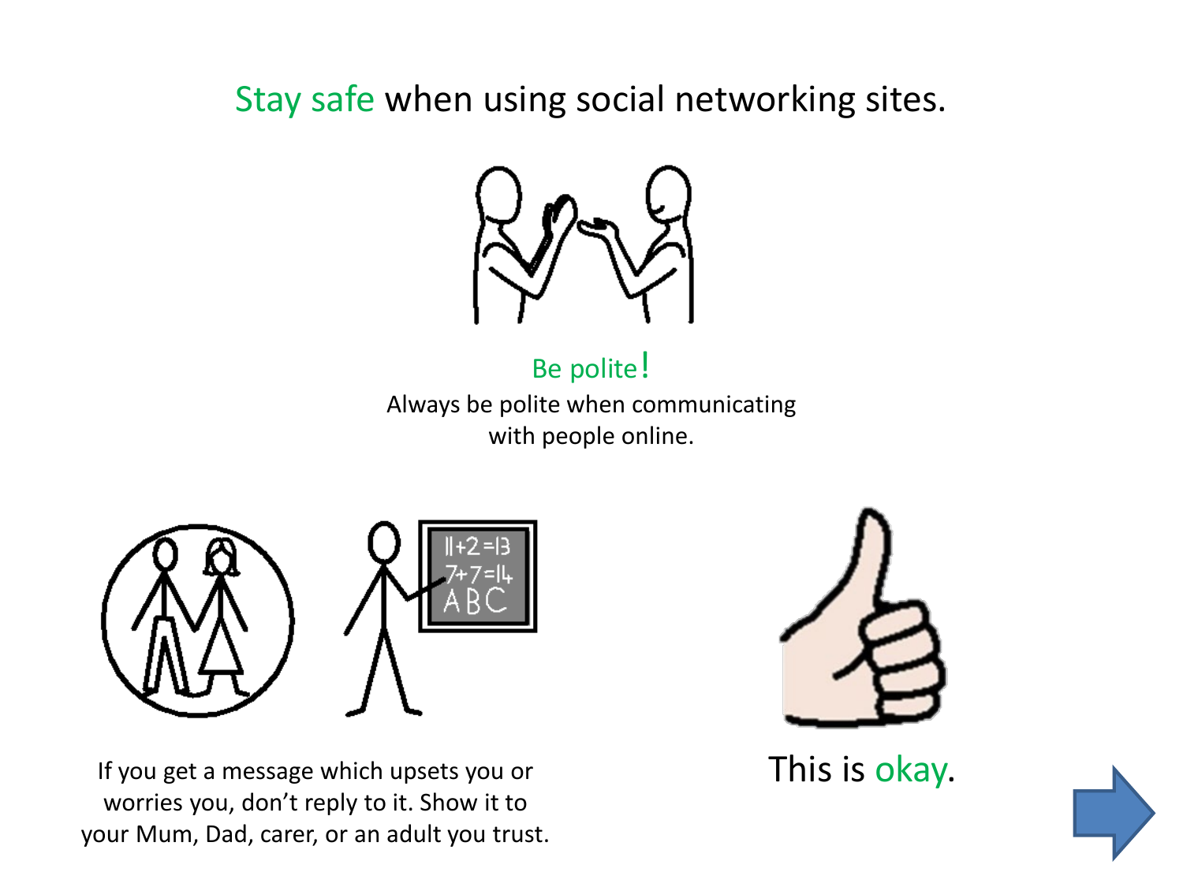# Stay safe when using social networking sites.

**Be polite!**

Always be polite when communicating with people online.

If you get a message which upsets you or worries you, don't reply to it. Show it to your Mum, Dad, carer, or an adult you trust.

This is okay.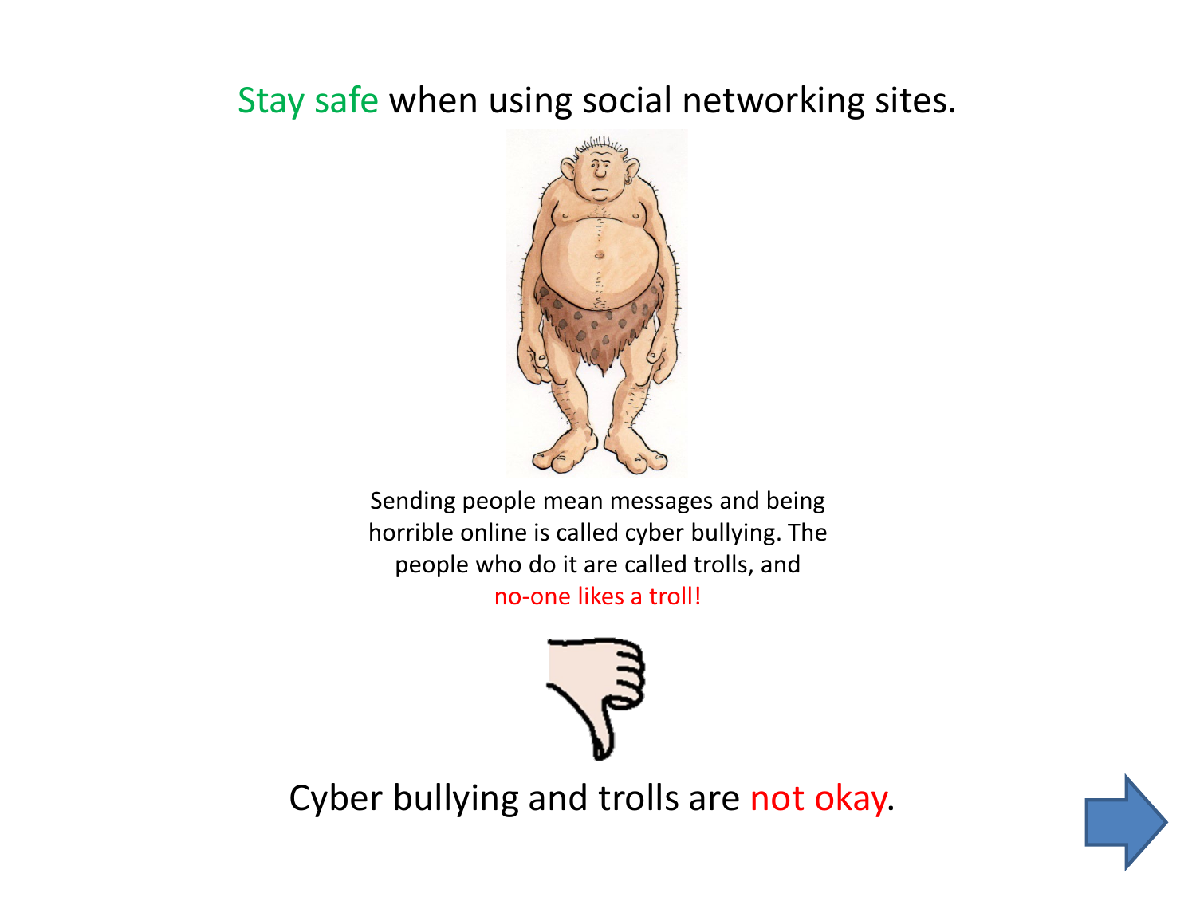# Stay safe when using social networking sites.

Sending people mean messages and being horrible online is called cyber bullying. The people who do it are called trolls, and no-one likes a troll!

Cyber bullying and trolls are not okay.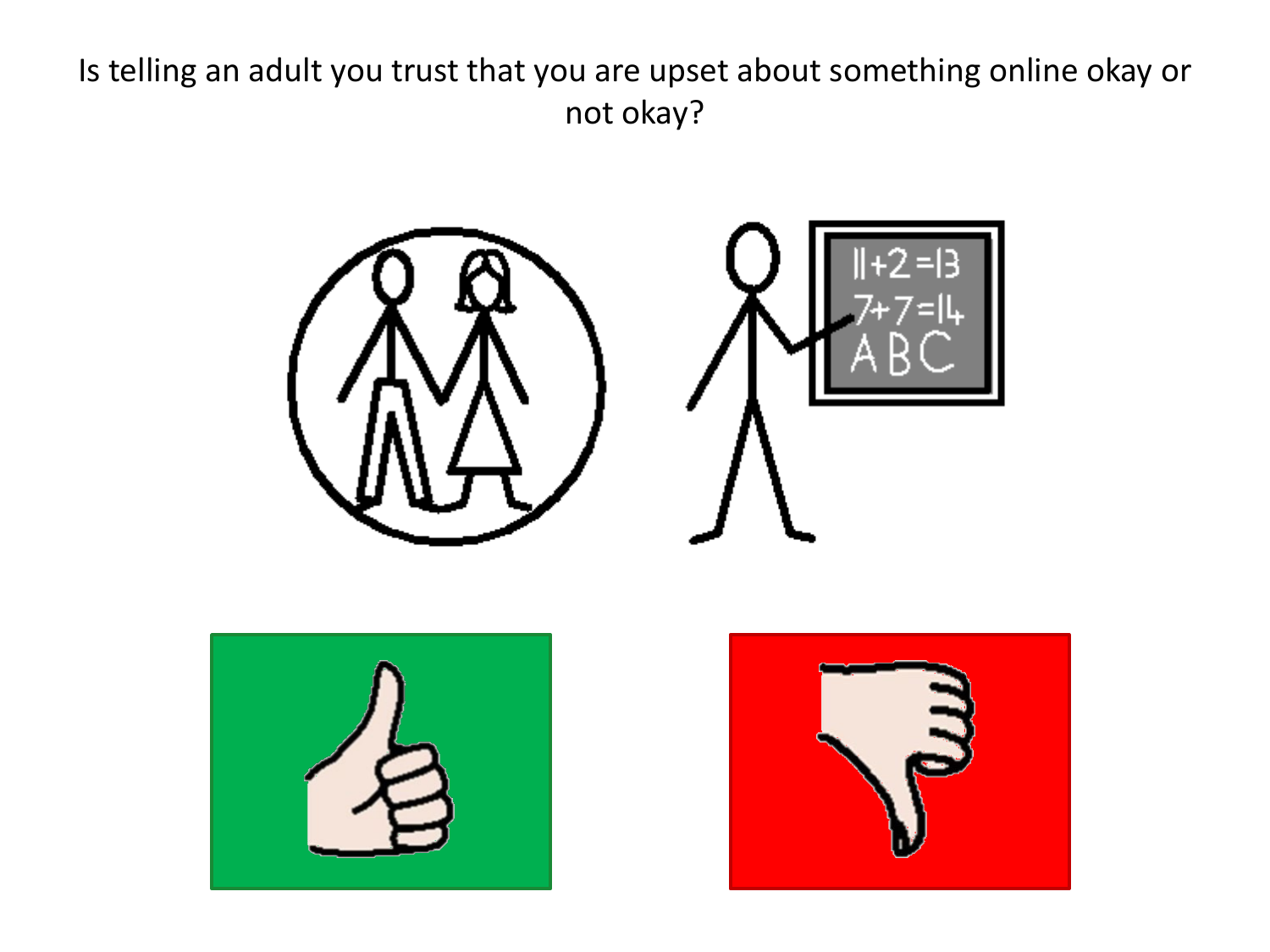Is telling an adult you trust that you are upset about something online okay or not okay?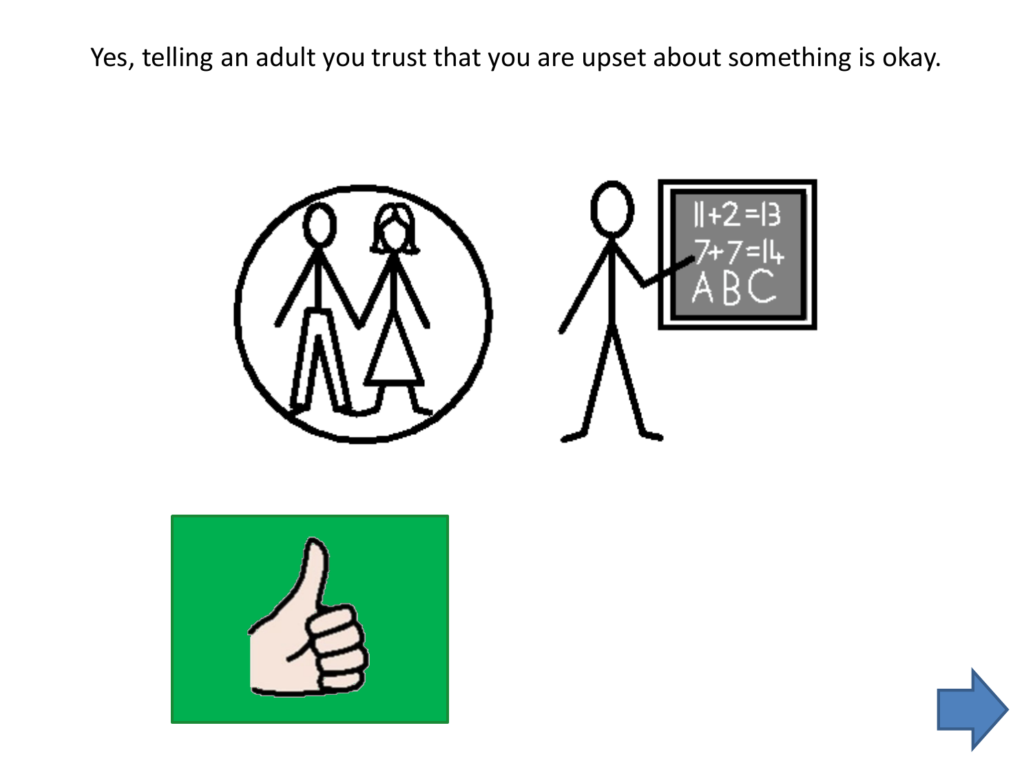Yes, telling an adult you trust that you are upset about something is okay.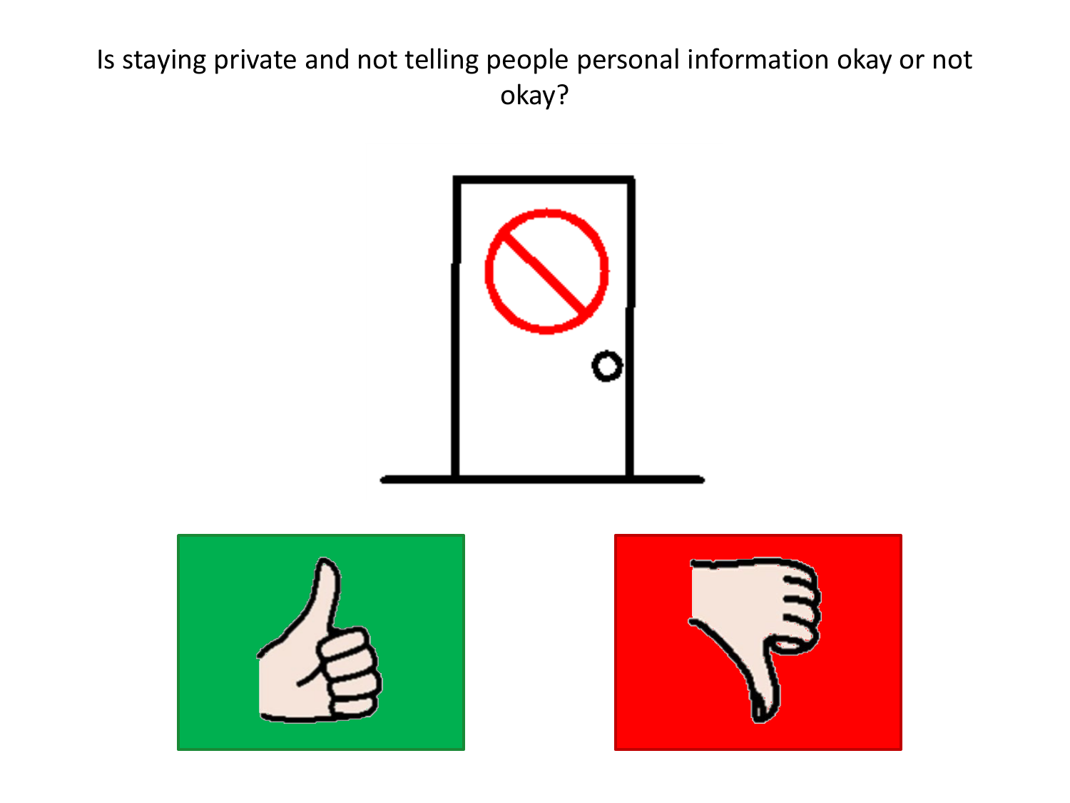Is staying private and not telling people personal information okay or not okay?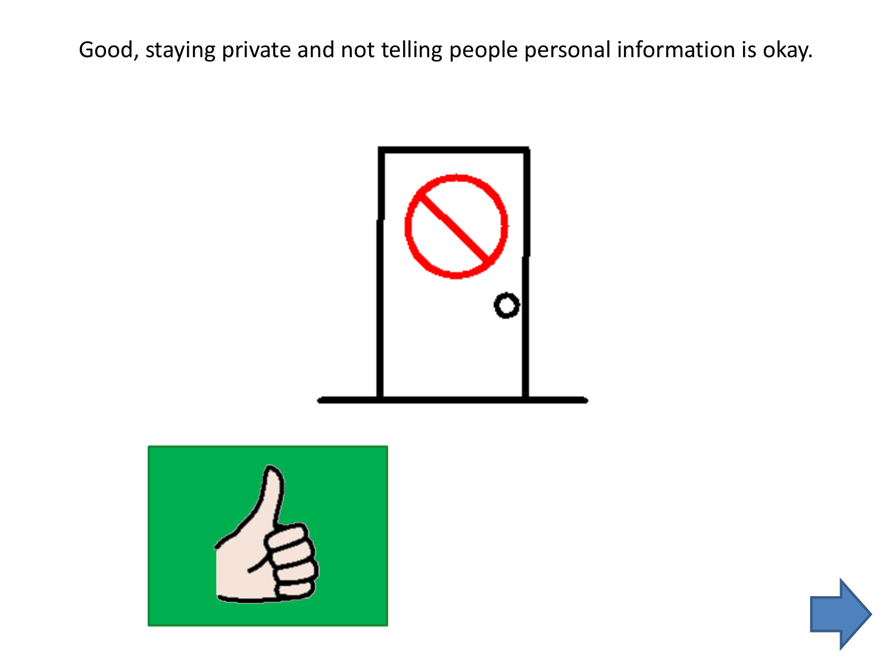Good, staying private and not telling people personal information is okay.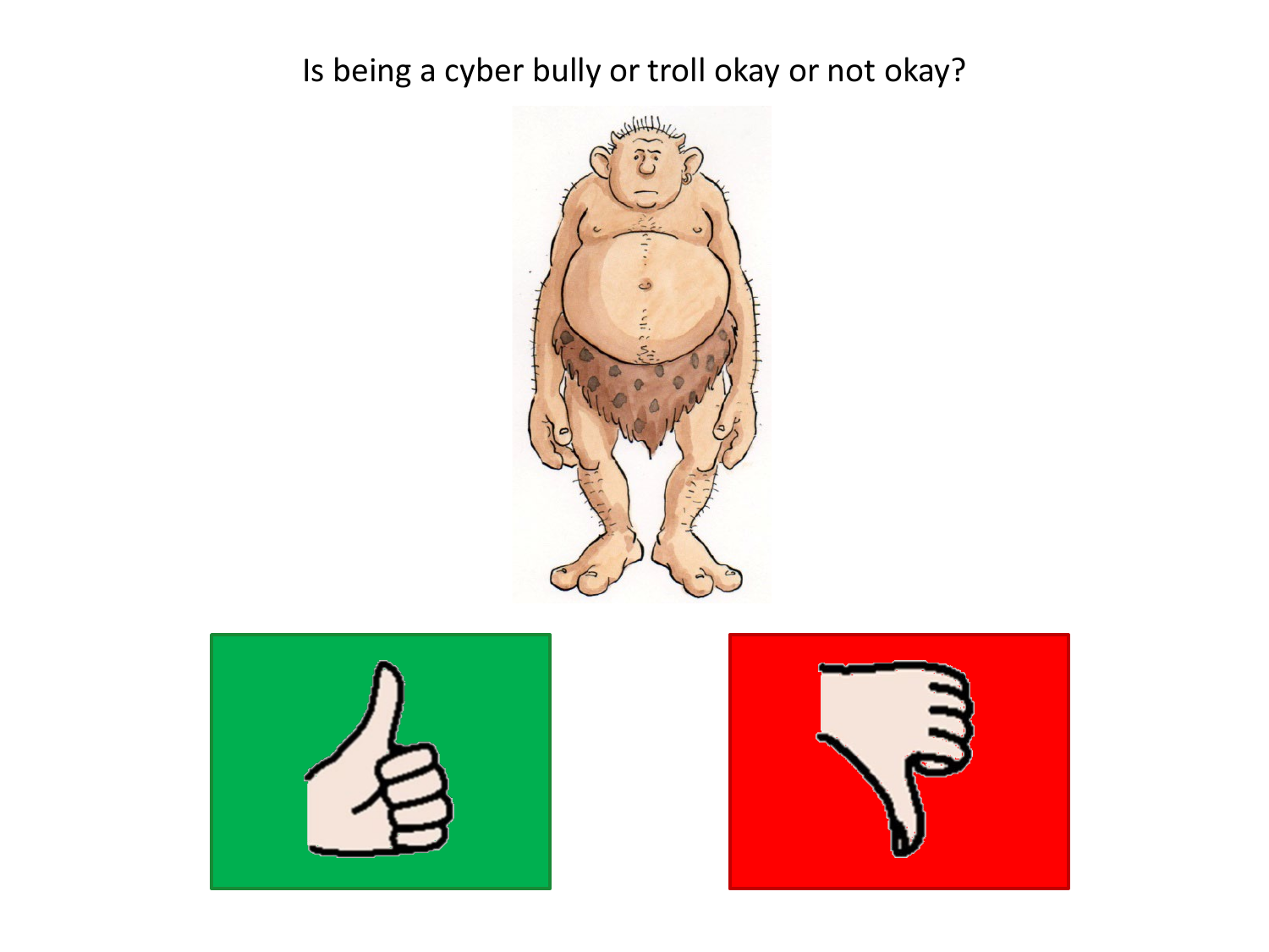Is being a cyber bully or troll okay or not okay?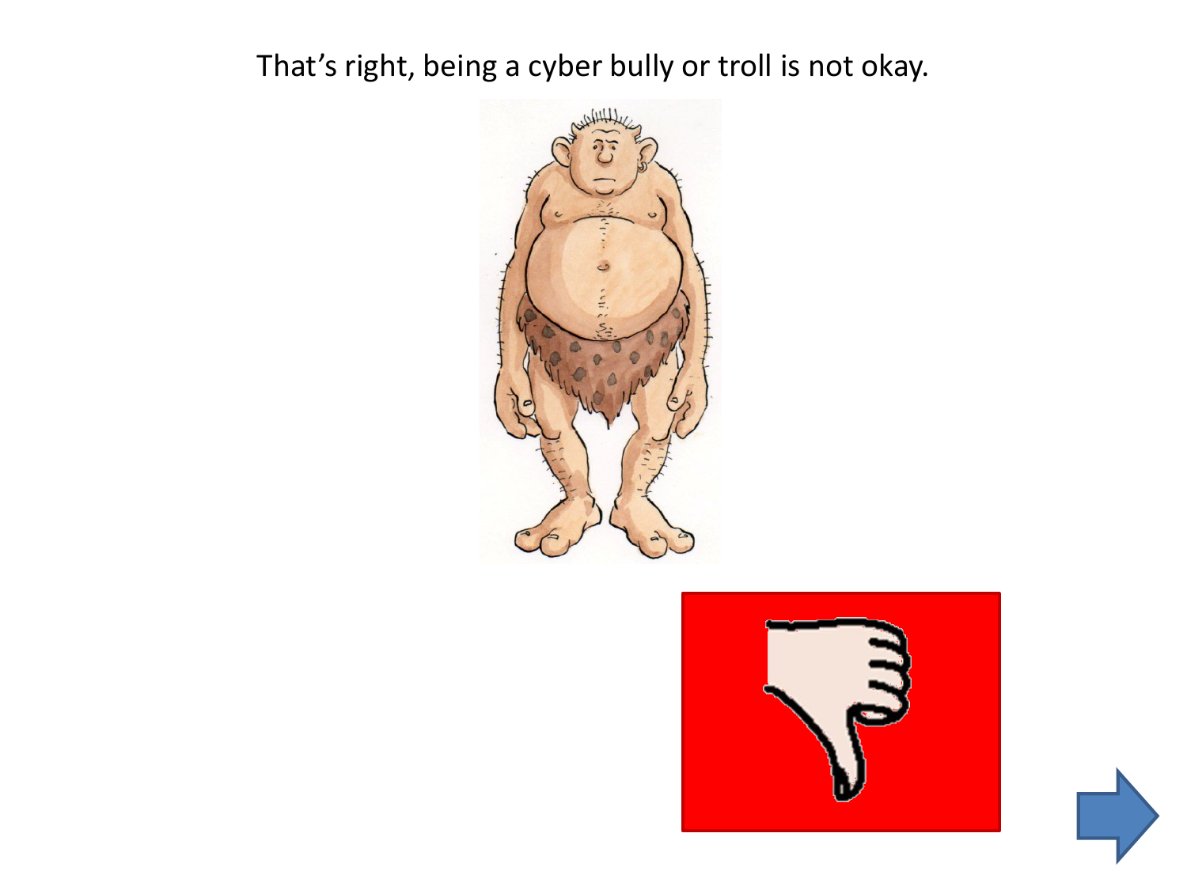That's right, being a cyber bully or troll is not okay.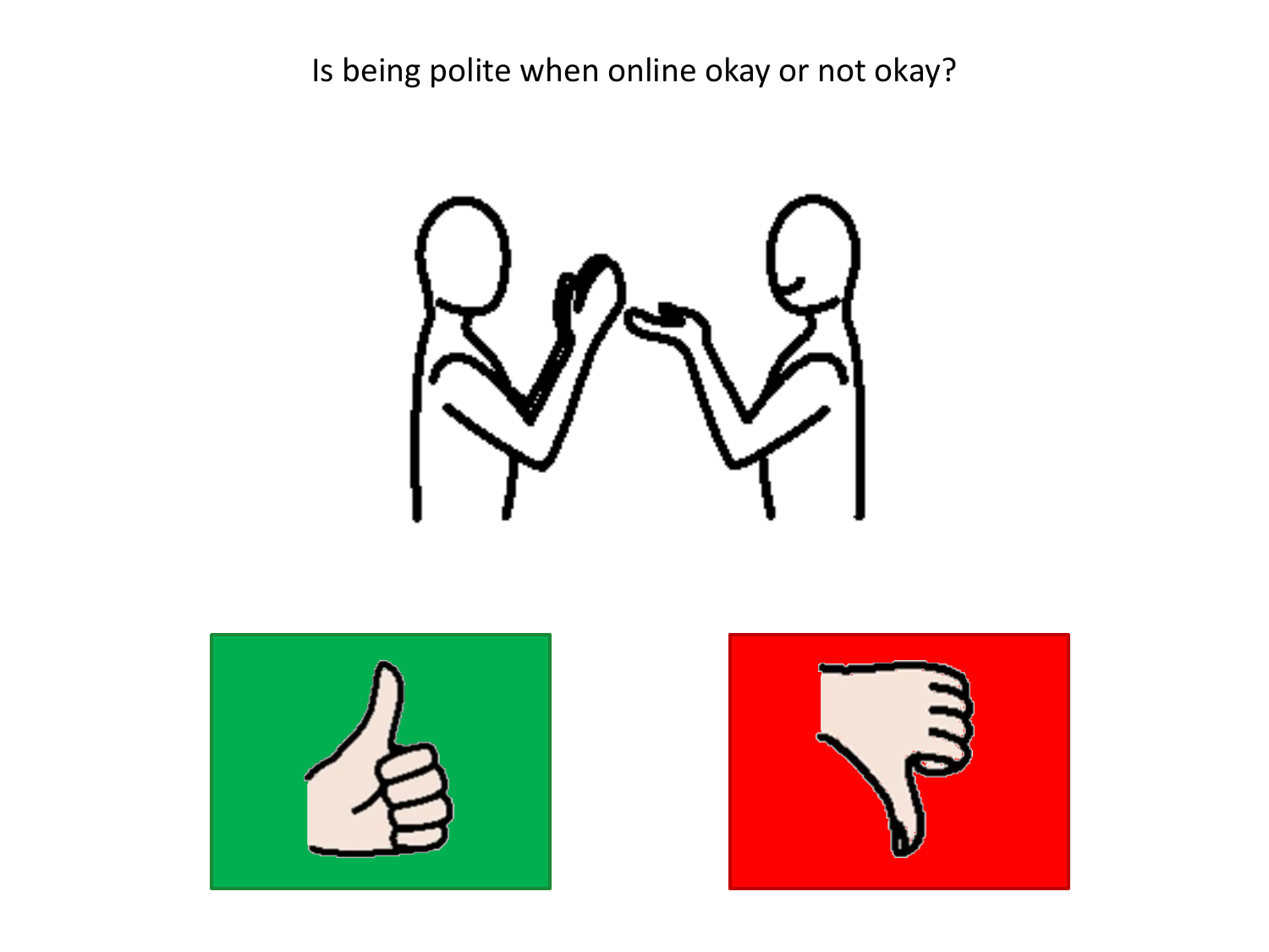Is being polite when online okay or not okay?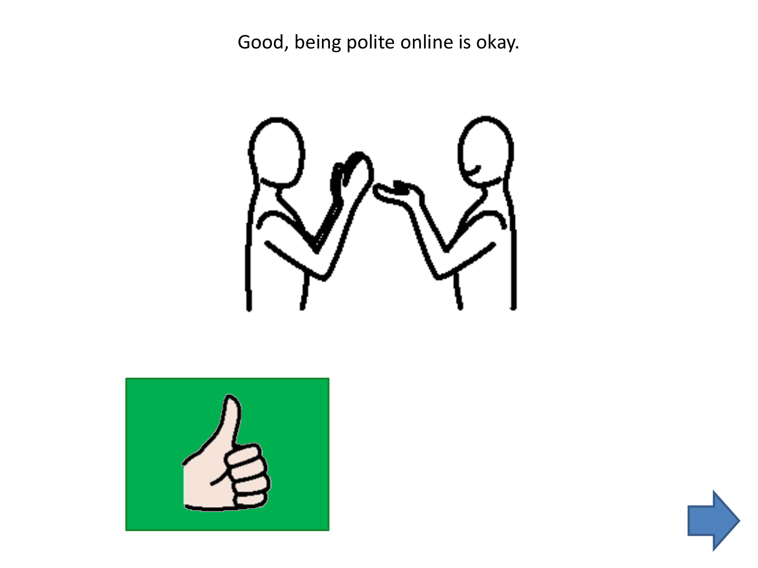Good, being polite online is okay.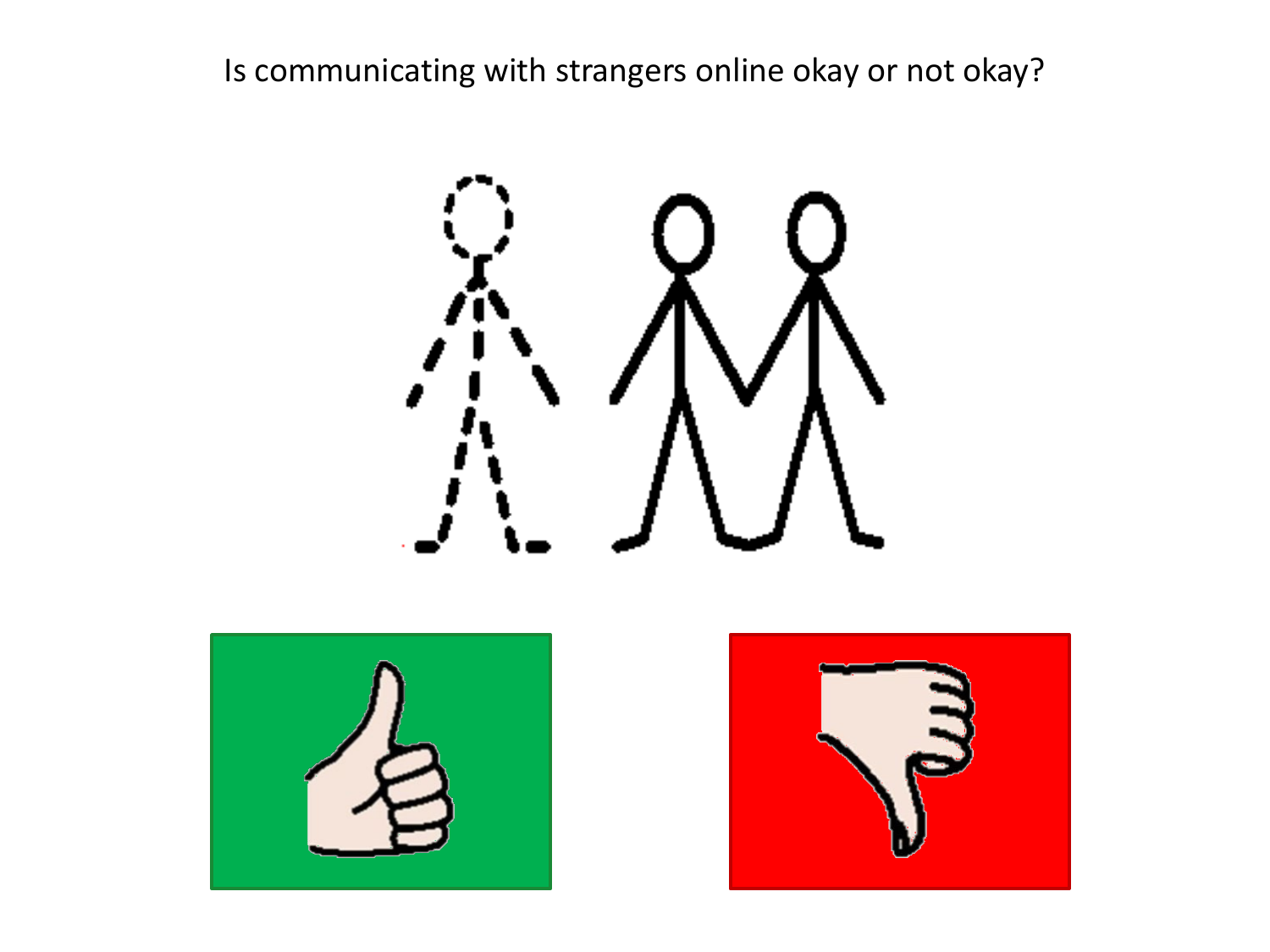Is communicating with strangers online okay or not okay?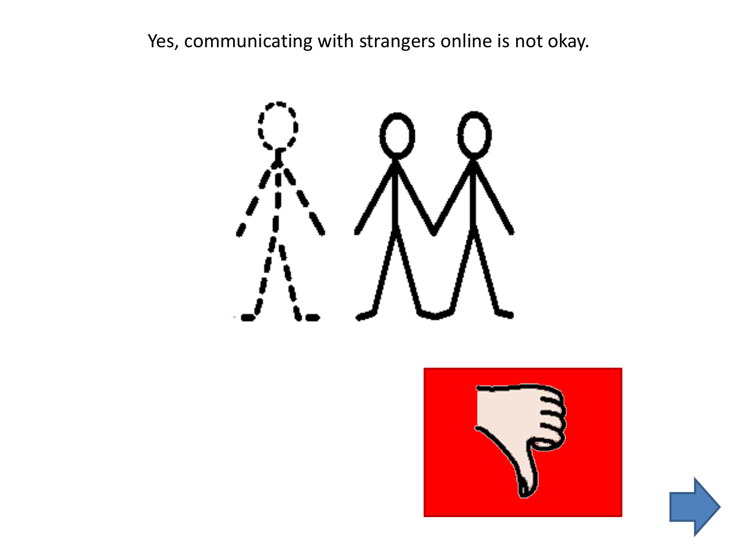Yes, communicating with strangers online is not okay.